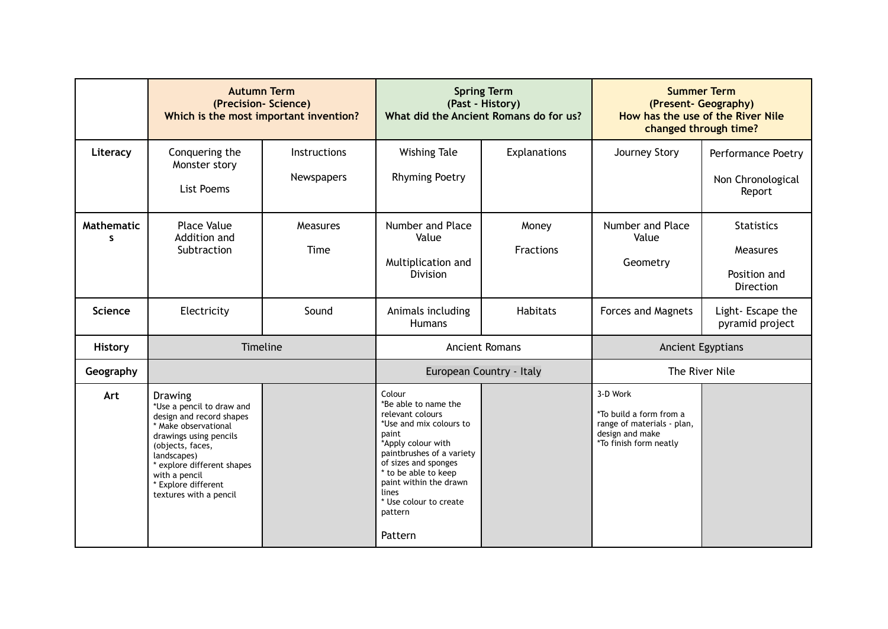| | Autumn Term (Precision- Science) Which is the most important invention? | | Spring Term (Past - History) What did the Ancient Romans do for us? | | Summer Term (Present- Geography) How has the use of the River Nile changed through time? | |
|---|---|---|---|---|---|---|
| **Literacy** | Conquering the Monster story<br><br>List Poems | Instructions<br><br>Newspapers | Wishing Tale<br><br>Rhyming Poetry | Explanations | Journey Story | Performance Poetry<br><br>Non Chronological Report |
| **Mathematics** | Place Value Addition and Subtraction | Measures<br><br>Time | Number and Place Value<br><br>Multiplication and Division | Money<br><br>Fractions | Number and Place Value<br><br>Geometry | Statistics<br><br>Measures<br><br>Position and Direction |
| **Science** | Electricity | Sound | Animals including Humans | Habitats | Forces and Magnets | Light- Escape the pyramid project |
| **History** | Timeline | | Ancient Romans | | Ancient Egyptians | |
| **Geography** | | | European Country - Italy | | The River Nile | |
| **Art** | Drawing<br>*Use a pencil to draw and design and record shapes<br>* Make observational drawings using pencils (objects, faces, landscapes)<br>* explore different shapes with a pencil<br>* Explore different textures with a pencil | | Colour<br>*Be able to name the relevant colours<br>*Use and mix colours to paint<br>*Apply colour with paintbrushes of a variety of sizes and sponges<br>* to be able to keep paint within the drawn lines<br>* Use colour to create pattern<br><br>Pattern | | 3-D Work<br><br>*To build a form from a range of materials - plan, design and make<br>*To finish form neatly | |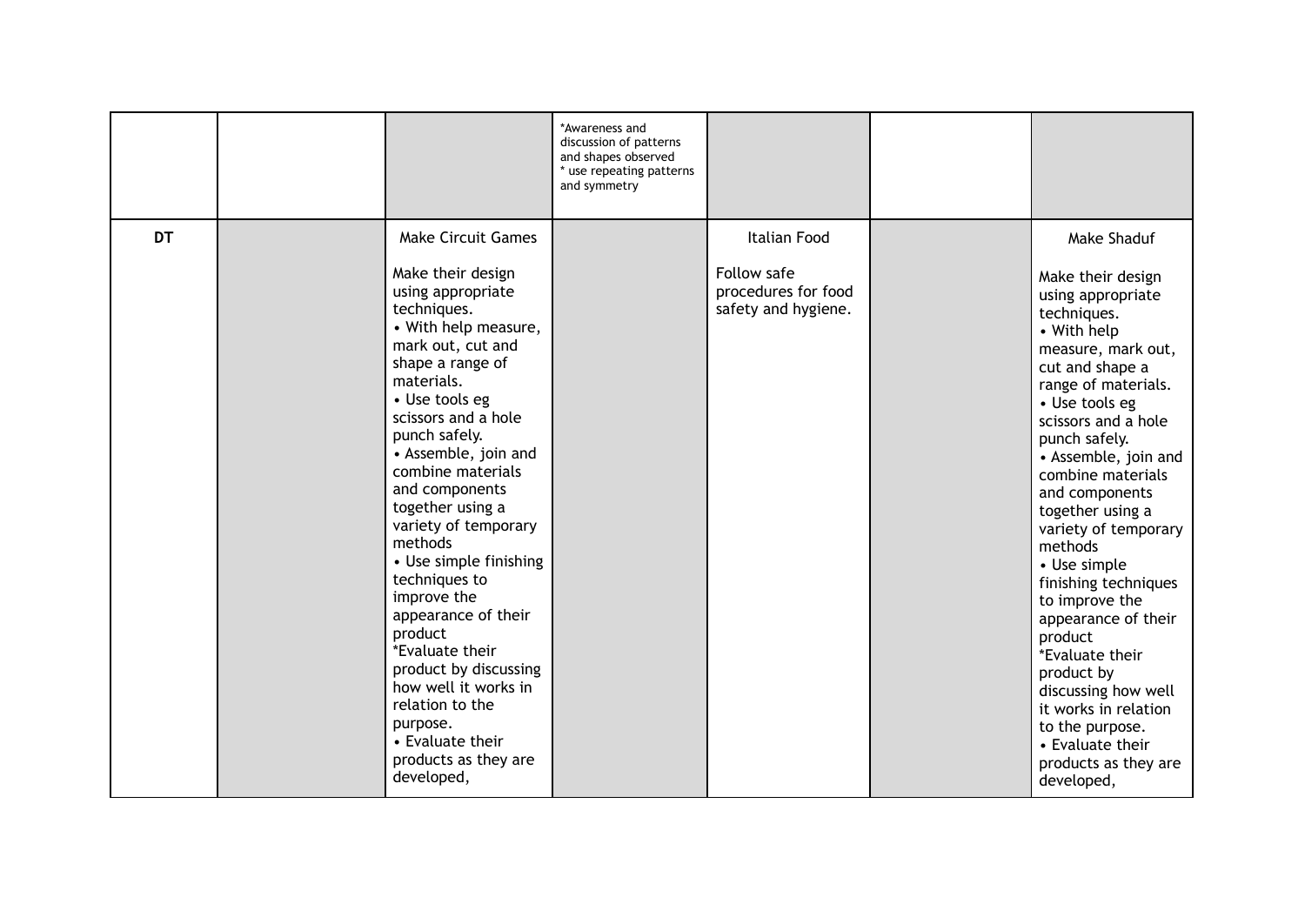| | | | | | | |
|---|---|---|---|---|---|---|
| | | | *Awareness and discussion of patterns and shapes observed<br>* use repeating patterns and symmetry | | | |
| **DT** | | Make Circuit Games<br><br>Make their design using appropriate techniques.<br>• With help measure, mark out, cut and shape a range of materials.<br>• Use tools eg scissors and a hole punch safely.<br>• Assemble, join and combine materials and components together using a variety of temporary methods<br>• Use simple finishing techniques to improve the appearance of their product<br>*Evaluate their product by discussing how well it works in relation to the purpose.<br>• Evaluate their products as they are developed, | | Italian Food<br><br>Follow safe procedures for food safety and hygiene. | | Make Shaduf<br><br>Make their design using appropriate techniques.<br>• With help measure, mark out, cut and shape a range of materials.<br>• Use tools eg scissors and a hole punch safely.<br>• Assemble, join and combine materials and components together using a variety of temporary methods<br>• Use simple finishing techniques to improve the appearance of their product<br>*Evaluate their product by discussing how well it works in relation to the purpose.<br>• Evaluate their products as they are developed, |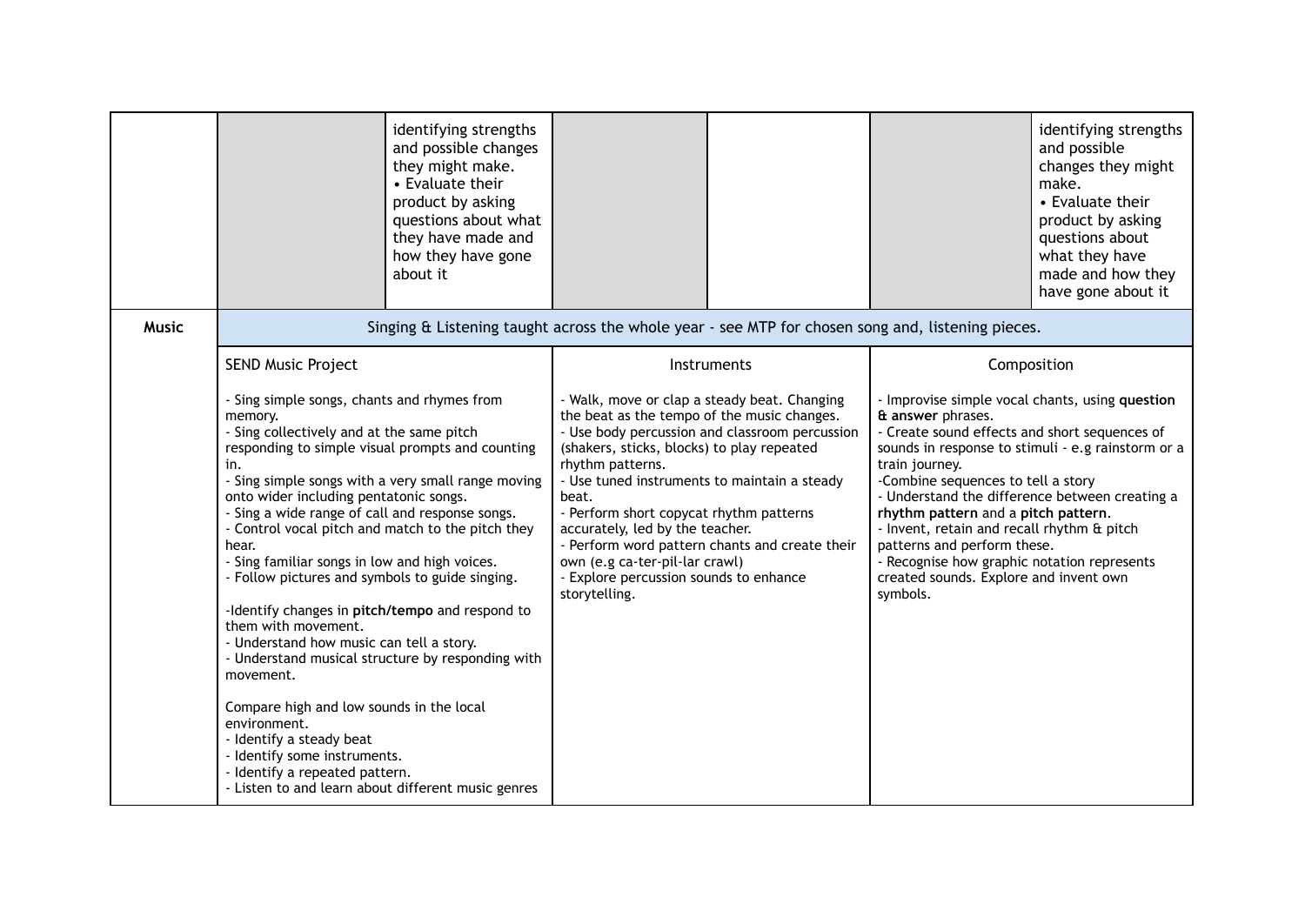| | | | | | | |
|---|---|---|---|---|---|---|
| | | identifying strengths and possible changes they might make.<br>• Evaluate their product by asking questions about what they have made and how they have gone about it | | | | identifying strengths and possible changes they might make.<br>• Evaluate their product by asking questions about what they have made and how they have gone about it |
| **Music** | Singing & Listening taught across the whole year - see MTP for chosen song and, listening pieces. | | | | | |
| | SEND Music Project<br><br>- Sing simple songs, chants and rhymes from memory.<br>- Sing collectively and at the same pitch responding to simple visual prompts and counting in.<br>- Sing simple songs with a very small range moving onto wider including pentatonic songs.<br>- Sing a wide range of call and response songs.<br>- Control vocal pitch and match to the pitch they hear.<br>- Sing familiar songs in low and high voices.<br>- Follow pictures and symbols to guide singing.<br><br>-Identify changes in **pitch/tempo** and respond to them with movement.<br>- Understand how music can tell a story.<br>- Understand musical structure by responding with movement.<br><br>Compare high and low sounds in the local environment.<br>- Identify a steady beat<br>- Identify some instruments.<br>- Identify a repeated pattern.<br>- Listen to and learn about different music genres | | Instruments<br><br>- Walk, move or clap a steady beat. Changing the beat as the tempo of the music changes.<br>- Use body percussion and classroom percussion (shakers, sticks, blocks) to play repeated rhythm patterns.<br>- Use tuned instruments to maintain a steady beat.<br>- Perform short copycat rhythm patterns accurately, led by the teacher.<br>- Perform word pattern chants and create their own (e.g ca-ter-pil-lar crawl)<br>- Explore percussion sounds to enhance storytelling. | | Composition<br><br>- Improvise simple vocal chants, using **question & answer** phrases.<br>- Create sound effects and short sequences of sounds in response to stimuli - e.g rainstorm or a train journey.<br>-Combine sequences to tell a story<br>- Understand the difference between creating a **rhythm pattern** and a **pitch pattern**.<br>- Invent, retain and recall rhythm & pitch patterns and perform these.<br>- Recognise how graphic notation represents created sounds. Explore and invent own symbols. | |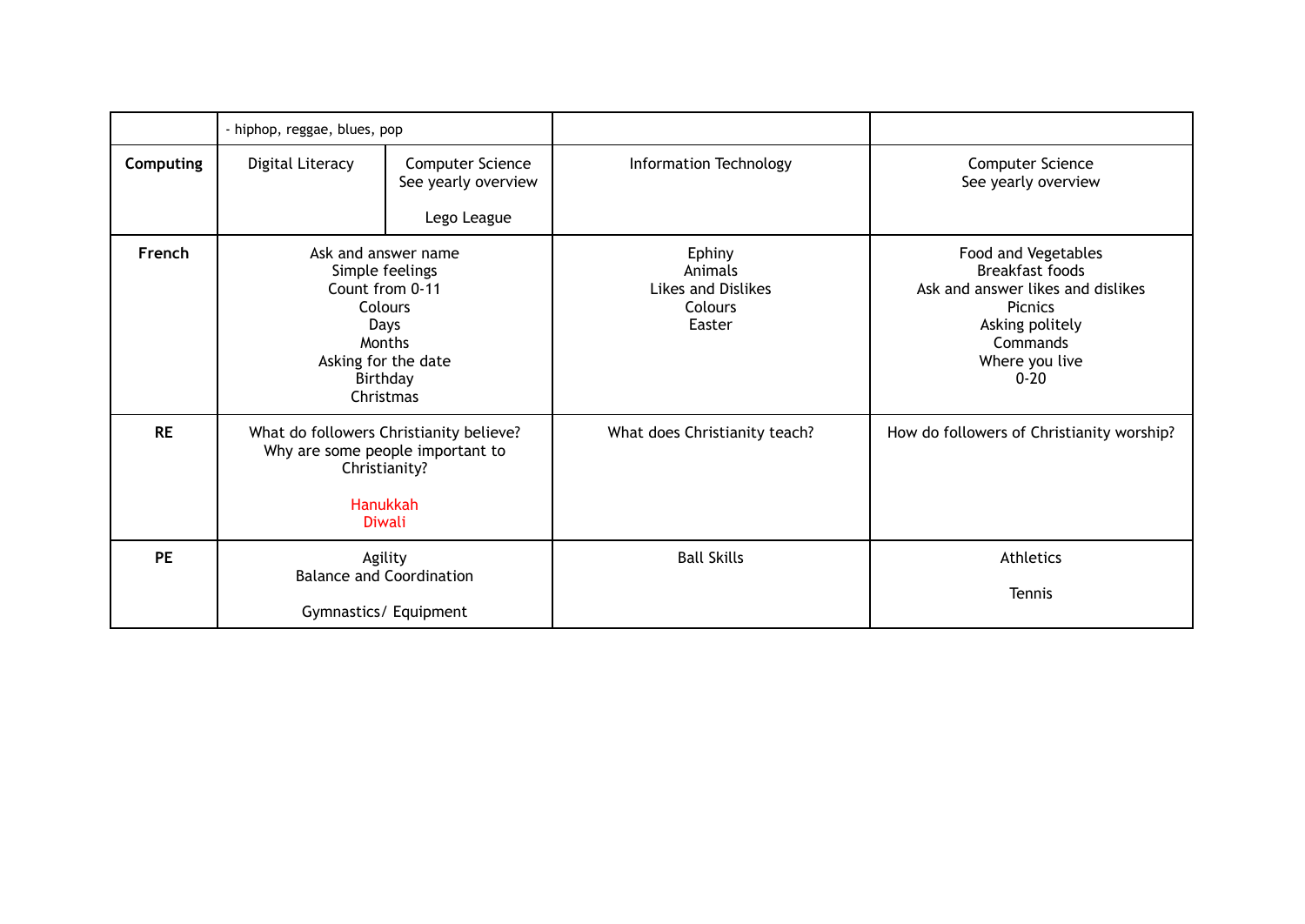| | | | | |
|---|---|---|---|---|
| | - hiphop, reggae, blues, pop | | | |
| **Computing** | Digital Literacy | Computer Science<br>See yearly overview<br><br>Lego League | Information Technology | Computer Science<br>See yearly overview |
| **French** | Ask and answer name<br>Simple feelings<br>Count from 0-11<br>Colours<br>Days<br>Months<br>Asking for the date<br>Birthday<br>Christmas | | Ephiny<br>Animals<br>Likes and Dislikes<br>Colours<br>Easter | Food and Vegetables<br>Breakfast foods<br>Ask and answer likes and dislikes<br>Picnics<br>Asking politely<br>Commands<br>Where you live<br>0-20 |
| **RE** | What do followers Christianity believe?<br>Why are some people important to Christianity?<br><br>Hanukkah<br>Diwali | | What does Christianity teach? | How do followers of Christianity worship? |
| **PE** | Agility<br>Balance and Coordination<br><br>Gymnastics/ Equipment | | Ball Skills | Athletics<br><br>Tennis |